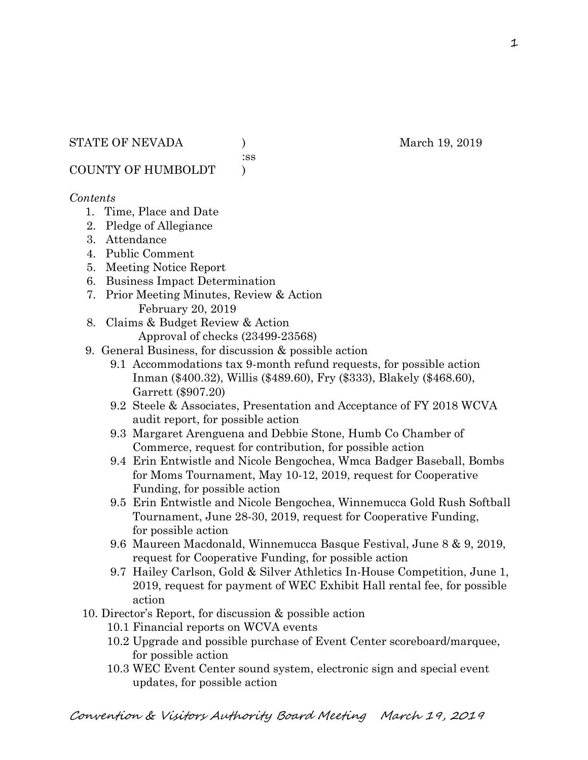STATE OF NEVADA ) March 19, 2019

:ss

COUNTY OF HUMBOLDT )

*Contents*

1. Time, Place and Date
2. Pledge of Allegiance
3. Attendance
4. Public Comment
5. Meeting Notice Report
6. Business Impact Determination
7. Prior Meeting Minutes, Review & Action
   February 20, 2019
8. Claims & Budget Review & Action
   Approval of checks (23499-23568)
9. General Business, for discussion & possible action
   - 9.1 Accommodations tax 9-month refund requests, for possible action Inman ($400.32), Willis ($489.60), Fry ($333), Blakely ($468.60), Garrett ($907.20)
   - 9.2 Steele & Associates, Presentation and Acceptance of FY 2018 WCVA audit report, for possible action
   - 9.3 Margaret Arenguena and Debbie Stone, Humb Co Chamber of Commerce, request for contribution, for possible action
   - 9.4 Erin Entwistle and Nicole Bengochea, Wmca Badger Baseball, Bombs for Moms Tournament, May 10-12, 2019, request for Cooperative Funding, for possible action
   - 9.5 Erin Entwistle and Nicole Bengochea, Winnemucca Gold Rush Softball Tournament, June 28-30, 2019, request for Cooperative Funding, for possible action
   - 9.6 Maureen Macdonald, Winnemucca Basque Festival, June 8 & 9, 2019, request for Cooperative Funding, for possible action
   - 9.7 Hailey Carlson, Gold & Silver Athletics In-House Competition, June 1, 2019, request for payment of WEC Exhibit Hall rental fee, for possible action
10. Director's Report, for discussion & possible action
    - 10.1 Financial reports on WCVA events
    - 10.2 Upgrade and possible purchase of Event Center scoreboard/marquee, for possible action
    - 10.3 WEC Event Center sound system, electronic sign and special event updates, for possible action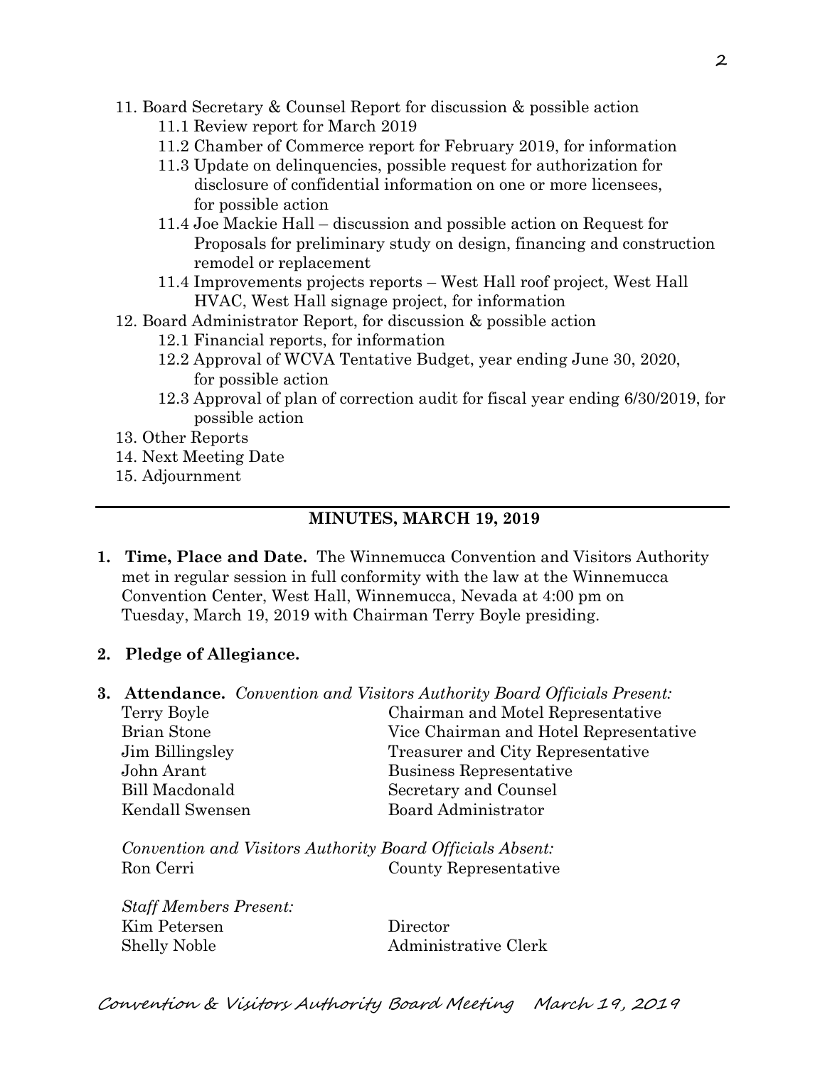11. Board Secretary & Counsel Report for discussion & possible action
    11.1 Review report for March 2019
    11.2 Chamber of Commerce report for February 2019, for information
    11.3 Update on delinquencies, possible request for authorization for disclosure of confidential information on one or more licensees, for possible action
    11.4 Joe Mackie Hall – discussion and possible action on Request for Proposals for preliminary study on design, financing and construction remodel or replacement
    11.4 Improvements projects reports – West Hall roof project, West Hall HVAC, West Hall signage project, for information
12. Board Administrator Report, for discussion & possible action
    12.1 Financial reports, for information
    12.2 Approval of WCVA Tentative Budget, year ending June 30, 2020, for possible action
    12.3 Approval of plan of correction audit for fiscal year ending 6/30/2019, for possible action
13. Other Reports
14. Next Meeting Date
15. Adjournment

---

## MINUTES, MARCH 19, 2019

**1. Time, Place and Date.** The Winnemucca Convention and Visitors Authority met in regular session in full conformity with the law at the Winnemucca Convention Center, West Hall, Winnemucca, Nevada at 4:00 pm on Tuesday, March 19, 2019 with Chairman Terry Boyle presiding.

**2. Pledge of Allegiance.**

**3. Attendance.** *Convention and Visitors Authority Board Officials Present:*

| | |
|---|---|
| Terry Boyle | Chairman and Motel Representative |
| Brian Stone | Vice Chairman and Hotel Representative |
| Jim Billingsley | Treasurer and City Representative |
| John Arant | Business Representative |
| Bill Macdonald | Secretary and Counsel |
| Kendall Swensen | Board Administrator |

*Convention and Visitors Authority Board Officials Absent:*

| | |
|---|---|
| Ron Cerri | County Representative |

*Staff Members Present:*

| | |
|---|---|
| Kim Petersen | Director |
| Shelly Noble | Administrative Clerk |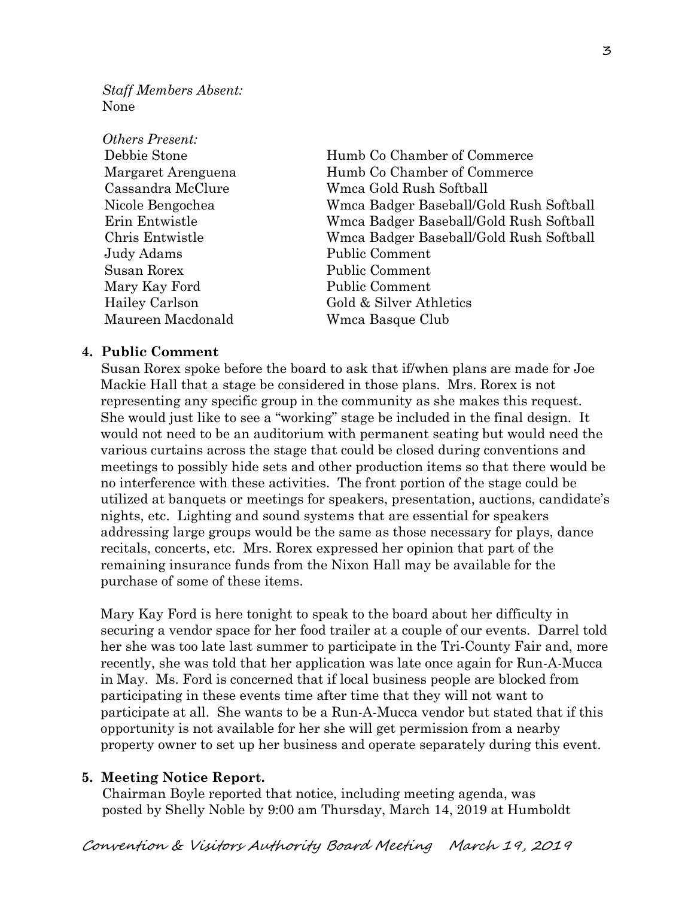*Staff Members Absent:*
None

*Others Present:*

| | |
|---|---|
| Debbie Stone | Humb Co Chamber of Commerce |
| Margaret Arenguena | Humb Co Chamber of Commerce |
| Cassandra McClure | Wmca Gold Rush Softball |
| Nicole Bengochea | Wmca Badger Baseball/Gold Rush Softball |
| Erin Entwistle | Wmca Badger Baseball/Gold Rush Softball |
| Chris Entwistle | Wmca Badger Baseball/Gold Rush Softball |
| Judy Adams | Public Comment |
| Susan Rorex | Public Comment |
| Mary Kay Ford | Public Comment |
| Hailey Carlson | Gold & Silver Athletics |
| Maureen Macdonald | Wmca Basque Club |

**4. Public Comment**

Susan Rorex spoke before the board to ask that if/when plans are made for Joe Mackie Hall that a stage be considered in those plans. Mrs. Rorex is not representing any specific group in the community as she makes this request. She would just like to see a "working" stage be included in the final design. It would not need to be an auditorium with permanent seating but would need the various curtains across the stage that could be closed during conventions and meetings to possibly hide sets and other production items so that there would be no interference with these activities. The front portion of the stage could be utilized at banquets or meetings for speakers, presentation, auctions, candidate's nights, etc. Lighting and sound systems that are essential for speakers addressing large groups would be the same as those necessary for plays, dance recitals, concerts, etc. Mrs. Rorex expressed her opinion that part of the remaining insurance funds from the Nixon Hall may be available for the purchase of some of these items.

Mary Kay Ford is here tonight to speak to the board about her difficulty in securing a vendor space for her food trailer at a couple of our events. Darrel told her she was too late last summer to participate in the Tri-County Fair and, more recently, she was told that her application was late once again for Run-A-Mucca in May. Ms. Ford is concerned that if local business people are blocked from participating in these events time after time that they will not want to participate at all. She wants to be a Run-A-Mucca vendor but stated that if this opportunity is not available for her she will get permission from a nearby property owner to set up her business and operate separately during this event.

**5. Meeting Notice Report.**

Chairman Boyle reported that notice, including meeting agenda, was posted by Shelly Noble by 9:00 am Thursday, March 14, 2019 at Humboldt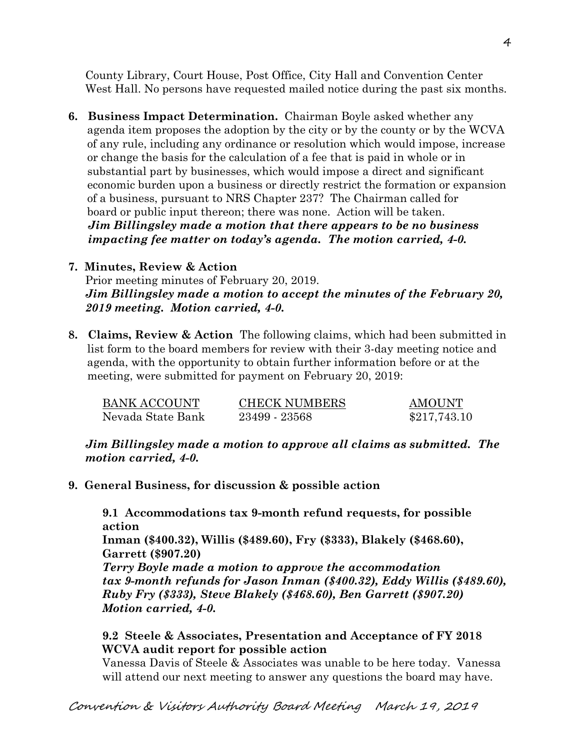County Library, Court House, Post Office, City Hall and Convention Center West Hall. No persons have requested mailed notice during the past six months.

**6. Business Impact Determination.** Chairman Boyle asked whether any agenda item proposes the adoption by the city or by the county or by the WCVA of any rule, including any ordinance or resolution which would impose, increase or change the basis for the calculation of a fee that is paid in whole or in substantial part by businesses, which would impose a direct and significant economic burden upon a business or directly restrict the formation or expansion of a business, pursuant to NRS Chapter 237? The Chairman called for board or public input thereon; there was none. Action will be taken.
***Jim Billingsley made a motion that there appears to be no business impacting fee matter on today's agenda. The motion carried, 4-0.***

**7. Minutes, Review & Action**
Prior meeting minutes of February 20, 2019.
***Jim Billingsley made a motion to accept the minutes of the February 20, 2019 meeting. Motion carried, 4-0.***

**8. Claims, Review & Action** The following claims, which had been submitted in list form to the board members for review with their 3-day meeting notice and agenda, with the opportunity to obtain further information before or at the meeting, were submitted for payment on February 20, 2019:

| BANK ACCOUNT | CHECK NUMBERS | AMOUNT |
|---|---|---|
| Nevada State Bank | 23499 - 23568 | $217,743.10 |

***Jim Billingsley made a motion to approve all claims as submitted. The motion carried, 4-0.***

**9. General Business, for discussion & possible action**

**9.1 Accommodations tax 9-month refund requests, for possible action**
**Inman ($400.32), Willis ($489.60), Fry ($333), Blakely ($468.60), Garrett ($907.20)**
***Terry Boyle made a motion to approve the accommodation tax 9-month refunds for Jason Inman ($400.32), Eddy Willis ($489.60), Ruby Fry ($333), Steve Blakely ($468.60), Ben Garrett ($907.20) Motion carried, 4-0.***

**9.2 Steele & Associates, Presentation and Acceptance of FY 2018 WCVA audit report for possible action**
Vanessa Davis of Steele & Associates was unable to be here today. Vanessa will attend our next meeting to answer any questions the board may have.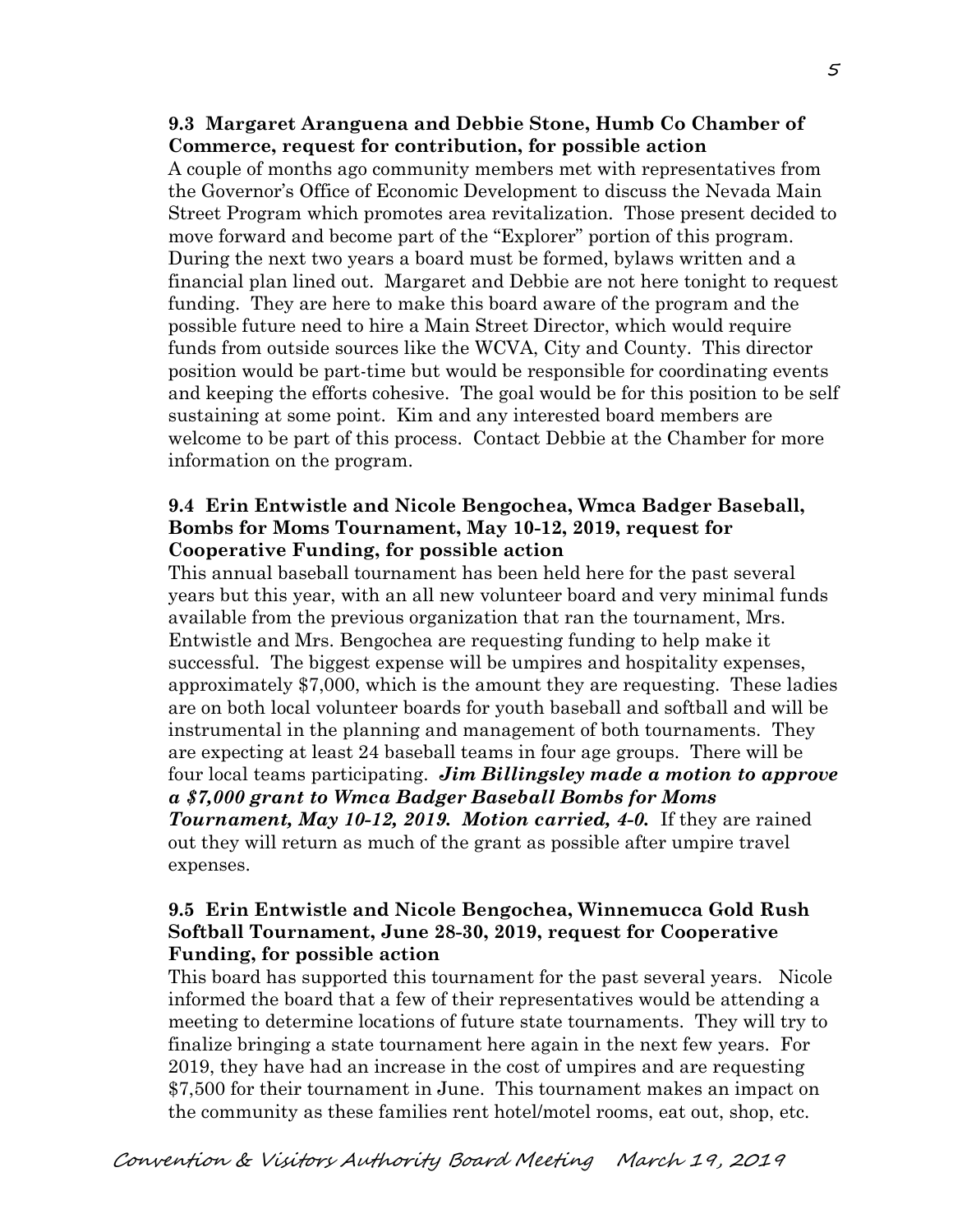**9.3 Margaret Aranguena and Debbie Stone, Humb Co Chamber of Commerce, request for contribution, for possible action**

A couple of months ago community members met with representatives from the Governor's Office of Economic Development to discuss the Nevada Main Street Program which promotes area revitalization. Those present decided to move forward and become part of the "Explorer" portion of this program. During the next two years a board must be formed, bylaws written and a financial plan lined out. Margaret and Debbie are not here tonight to request funding. They are here to make this board aware of the program and the possible future need to hire a Main Street Director, which would require funds from outside sources like the WCVA, City and County. This director position would be part-time but would be responsible for coordinating events and keeping the efforts cohesive. The goal would be for this position to be self sustaining at some point. Kim and any interested board members are welcome to be part of this process. Contact Debbie at the Chamber for more information on the program.

**9.4 Erin Entwistle and Nicole Bengochea, Wmca Badger Baseball, Bombs for Moms Tournament, May 10-12, 2019, request for Cooperative Funding, for possible action**

This annual baseball tournament has been held here for the past several years but this year, with an all new volunteer board and very minimal funds available from the previous organization that ran the tournament, Mrs. Entwistle and Mrs. Bengochea are requesting funding to help make it successful. The biggest expense will be umpires and hospitality expenses, approximately $7,000, which is the amount they are requesting. These ladies are on both local volunteer boards for youth baseball and softball and will be instrumental in the planning and management of both tournaments. They are expecting at least 24 baseball teams in four age groups. There will be four local teams participating. ***Jim Billingsley made a motion to approve a $7,000 grant to Wmca Badger Baseball Bombs for Moms Tournament, May 10-12, 2019. Motion carried, 4-0.*** If they are rained out they will return as much of the grant as possible after umpire travel expenses.

**9.5 Erin Entwistle and Nicole Bengochea, Winnemucca Gold Rush Softball Tournament, June 28-30, 2019, request for Cooperative Funding, for possible action**

This board has supported this tournament for the past several years. Nicole informed the board that a few of their representatives would be attending a meeting to determine locations of future state tournaments. They will try to finalize bringing a state tournament here again in the next few years. For 2019, they have had an increase in the cost of umpires and are requesting $7,500 for their tournament in June. This tournament makes an impact on the community as these families rent hotel/motel rooms, eat out, shop, etc.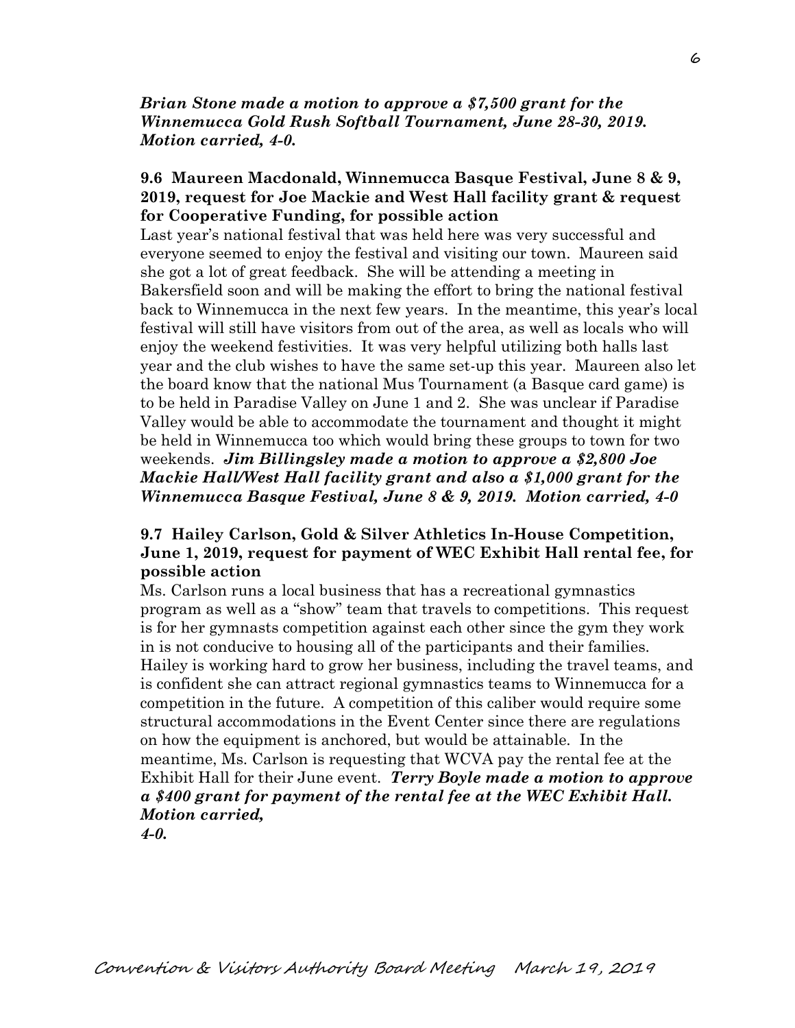***Brian Stone made a motion to approve a $7,500 grant for the Winnemucca Gold Rush Softball Tournament, June 28-30, 2019. Motion carried, 4-0.***

**9.6 Maureen Macdonald, Winnemucca Basque Festival, June 8 & 9, 2019, request for Joe Mackie and West Hall facility grant & request for Cooperative Funding, for possible action**

Last year's national festival that was held here was very successful and everyone seemed to enjoy the festival and visiting our town. Maureen said she got a lot of great feedback. She will be attending a meeting in Bakersfield soon and will be making the effort to bring the national festival back to Winnemucca in the next few years. In the meantime, this year's local festival will still have visitors from out of the area, as well as locals who will enjoy the weekend festivities. It was very helpful utilizing both halls last year and the club wishes to have the same set-up this year. Maureen also let the board know that the national Mus Tournament (a Basque card game) is to be held in Paradise Valley on June 1 and 2. She was unclear if Paradise Valley would be able to accommodate the tournament and thought it might be held in Winnemucca too which would bring these groups to town for two weekends. ***Jim Billingsley made a motion to approve a $2,800 Joe Mackie Hall/West Hall facility grant and also a $1,000 grant for the Winnemucca Basque Festival, June 8 & 9, 2019. Motion carried, 4-0***

**9.7 Hailey Carlson, Gold & Silver Athletics In-House Competition, June 1, 2019, request for payment of WEC Exhibit Hall rental fee, for possible action**

Ms. Carlson runs a local business that has a recreational gymnastics program as well as a "show" team that travels to competitions. This request is for her gymnasts competition against each other since the gym they work in is not conducive to housing all of the participants and their families. Hailey is working hard to grow her business, including the travel teams, and is confident she can attract regional gymnastics teams to Winnemucca for a competition in the future. A competition of this caliber would require some structural accommodations in the Event Center since there are regulations on how the equipment is anchored, but would be attainable. In the meantime, Ms. Carlson is requesting that WCVA pay the rental fee at the Exhibit Hall for their June event. ***Terry Boyle made a motion to approve a $400 grant for payment of the rental fee at the WEC Exhibit Hall. Motion carried, 4-0.***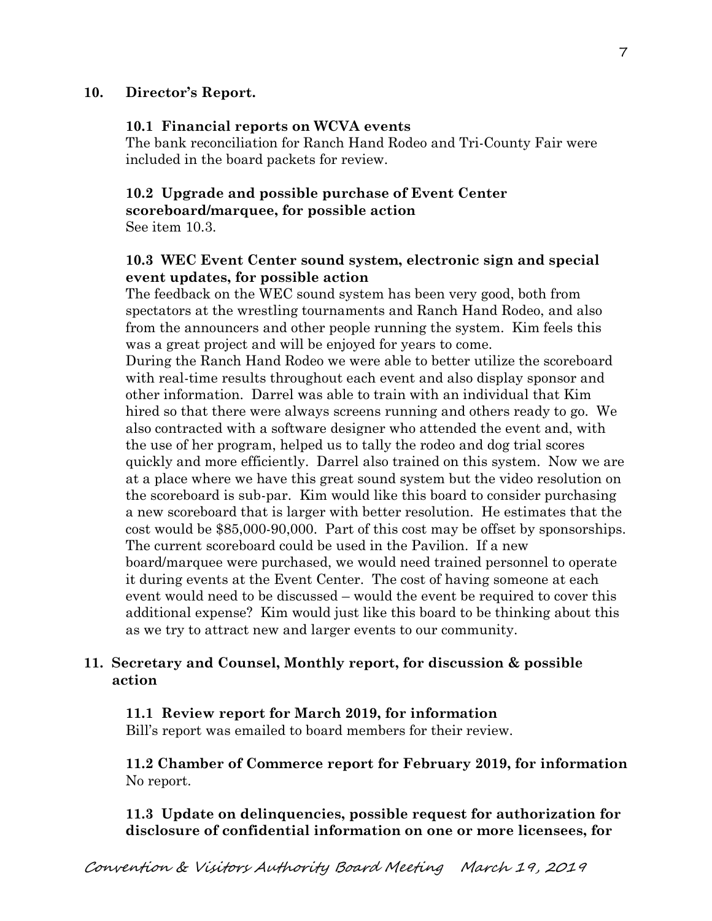## 10. Director's Report.

### 10.1 Financial reports on WCVA events

The bank reconciliation for Ranch Hand Rodeo and Tri-County Fair were included in the board packets for review.

### 10.2 Upgrade and possible purchase of Event Center scoreboard/marquee, for possible action

See item 10.3.

### 10.3 WEC Event Center sound system, electronic sign and special event updates, for possible action

The feedback on the WEC sound system has been very good, both from spectators at the wrestling tournaments and Ranch Hand Rodeo, and also from the announcers and other people running the system. Kim feels this was a great project and will be enjoyed for years to come.

During the Ranch Hand Rodeo we were able to better utilize the scoreboard with real-time results throughout each event and also display sponsor and other information. Darrel was able to train with an individual that Kim hired so that there were always screens running and others ready to go. We also contracted with a software designer who attended the event and, with the use of her program, helped us to tally the rodeo and dog trial scores quickly and more efficiently. Darrel also trained on this system. Now we are at a place where we have this great sound system but the video resolution on the scoreboard is sub-par. Kim would like this board to consider purchasing a new scoreboard that is larger with better resolution. He estimates that the cost would be $85,000-90,000. Part of this cost may be offset by sponsorships. The current scoreboard could be used in the Pavilion. If a new board/marquee were purchased, we would need trained personnel to operate it during events at the Event Center. The cost of having someone at each event would need to be discussed – would the event be required to cover this additional expense? Kim would just like this board to be thinking about this as we try to attract new and larger events to our community.

## 11. Secretary and Counsel, Monthly report, for discussion & possible action

### 11.1 Review report for March 2019, for information

Bill's report was emailed to board members for their review.

### 11.2 Chamber of Commerce report for February 2019, for information

No report.

### 11.3 Update on delinquencies, possible request for authorization for disclosure of confidential information on one or more licensees, for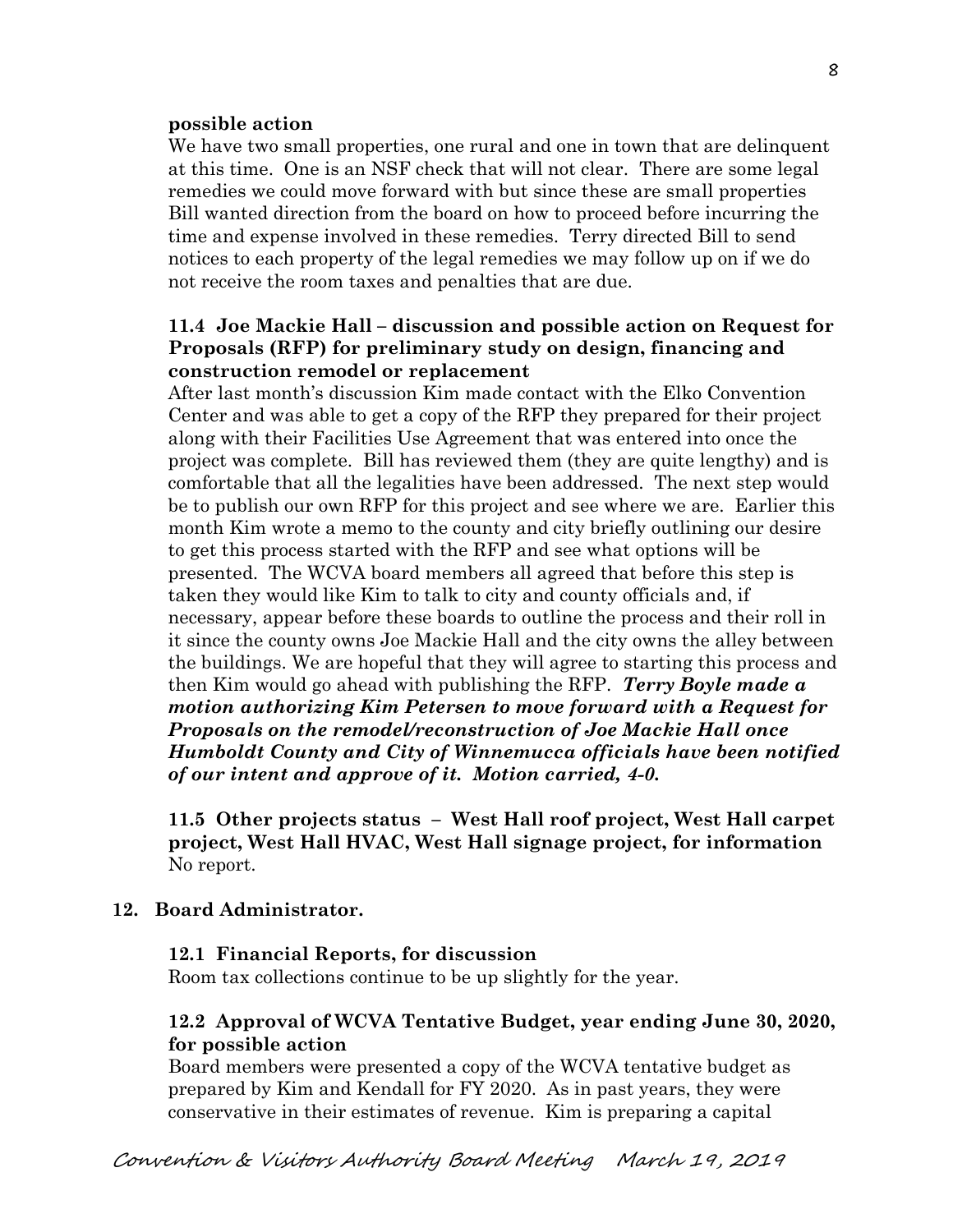**possible action**

We have two small properties, one rural and one in town that are delinquent at this time. One is an NSF check that will not clear. There are some legal remedies we could move forward with but since these are small properties Bill wanted direction from the board on how to proceed before incurring the time and expense involved in these remedies. Terry directed Bill to send notices to each property of the legal remedies we may follow up on if we do not receive the room taxes and penalties that are due.

### 11.4 Joe Mackie Hall – discussion and possible action on Request for Proposals (RFP) for preliminary study on design, financing and construction remodel or replacement

After last month's discussion Kim made contact with the Elko Convention Center and was able to get a copy of the RFP they prepared for their project along with their Facilities Use Agreement that was entered into once the project was complete. Bill has reviewed them (they are quite lengthy) and is comfortable that all the legalities have been addressed. The next step would be to publish our own RFP for this project and see where we are. Earlier this month Kim wrote a memo to the county and city briefly outlining our desire to get this process started with the RFP and see what options will be presented. The WCVA board members all agreed that before this step is taken they would like Kim to talk to city and county officials and, if necessary, appear before these boards to outline the process and their roll in it since the county owns Joe Mackie Hall and the city owns the alley between the buildings. We are hopeful that they will agree to starting this process and then Kim would go ahead with publishing the RFP. ***Terry Boyle made a motion authorizing Kim Petersen to move forward with a Request for Proposals on the remodel/reconstruction of Joe Mackie Hall once Humboldt County and City of Winnemucca officials have been notified of our intent and approve of it. Motion carried, 4-0.***

### 11.5 Other projects status – West Hall roof project, West Hall carpet project, West Hall HVAC, West Hall signage project, for information

No report.

## 12. Board Administrator.

### 12.1 Financial Reports, for discussion

Room tax collections continue to be up slightly for the year.

### 12.2 Approval of WCVA Tentative Budget, year ending June 30, 2020, for possible action

Board members were presented a copy of the WCVA tentative budget as prepared by Kim and Kendall for FY 2020. As in past years, they were conservative in their estimates of revenue. Kim is preparing a capital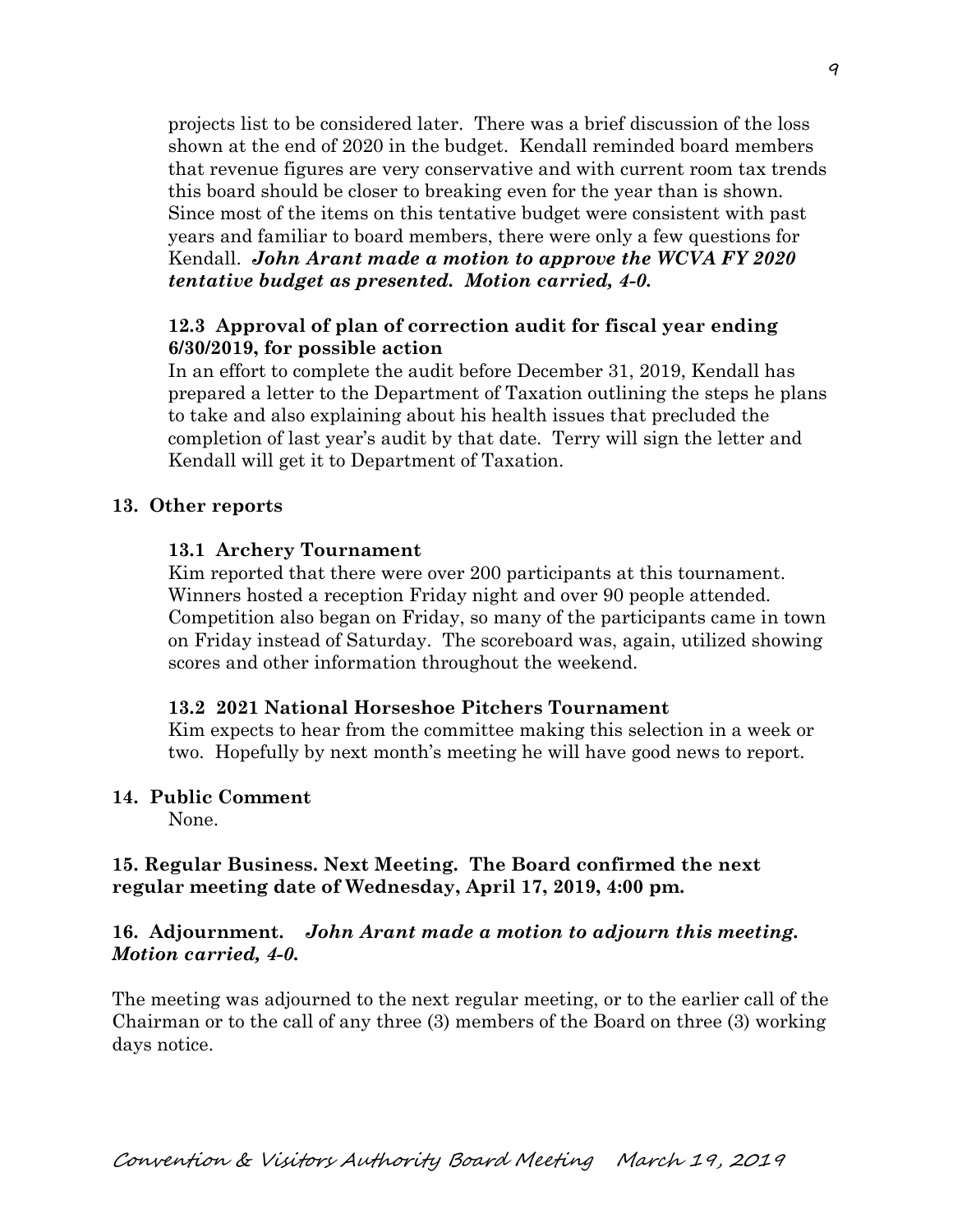projects list to be considered later. There was a brief discussion of the loss shown at the end of 2020 in the budget. Kendall reminded board members that revenue figures are very conservative and with current room tax trends this board should be closer to breaking even for the year than is shown. Since most of the items on this tentative budget were consistent with past years and familiar to board members, there were only a few questions for Kendall. ***John Arant made a motion to approve the WCVA FY 2020 tentative budget as presented. Motion carried, 4-0.***

**12.3 Approval of plan of correction audit for fiscal year ending 6/30/2019, for possible action**

In an effort to complete the audit before December 31, 2019, Kendall has prepared a letter to the Department of Taxation outlining the steps he plans to take and also explaining about his health issues that precluded the completion of last year's audit by that date. Terry will sign the letter and Kendall will get it to Department of Taxation.

**13. Other reports**

**13.1 Archery Tournament**

Kim reported that there were over 200 participants at this tournament. Winners hosted a reception Friday night and over 90 people attended. Competition also began on Friday, so many of the participants came in town on Friday instead of Saturday. The scoreboard was, again, utilized showing scores and other information throughout the weekend.

**13.2 2021 National Horseshoe Pitchers Tournament**

Kim expects to hear from the committee making this selection in a week or two. Hopefully by next month's meeting he will have good news to report.

**14. Public Comment**

None.

**15. Regular Business. Next Meeting. The Board confirmed the next regular meeting date of Wednesday, April 17, 2019, 4:00 pm.**

**16. Adjournment.** ***John Arant made a motion to adjourn this meeting. Motion carried, 4-0.***

The meeting was adjourned to the next regular meeting, or to the earlier call of the Chairman or to the call of any three (3) members of the Board on three (3) working days notice.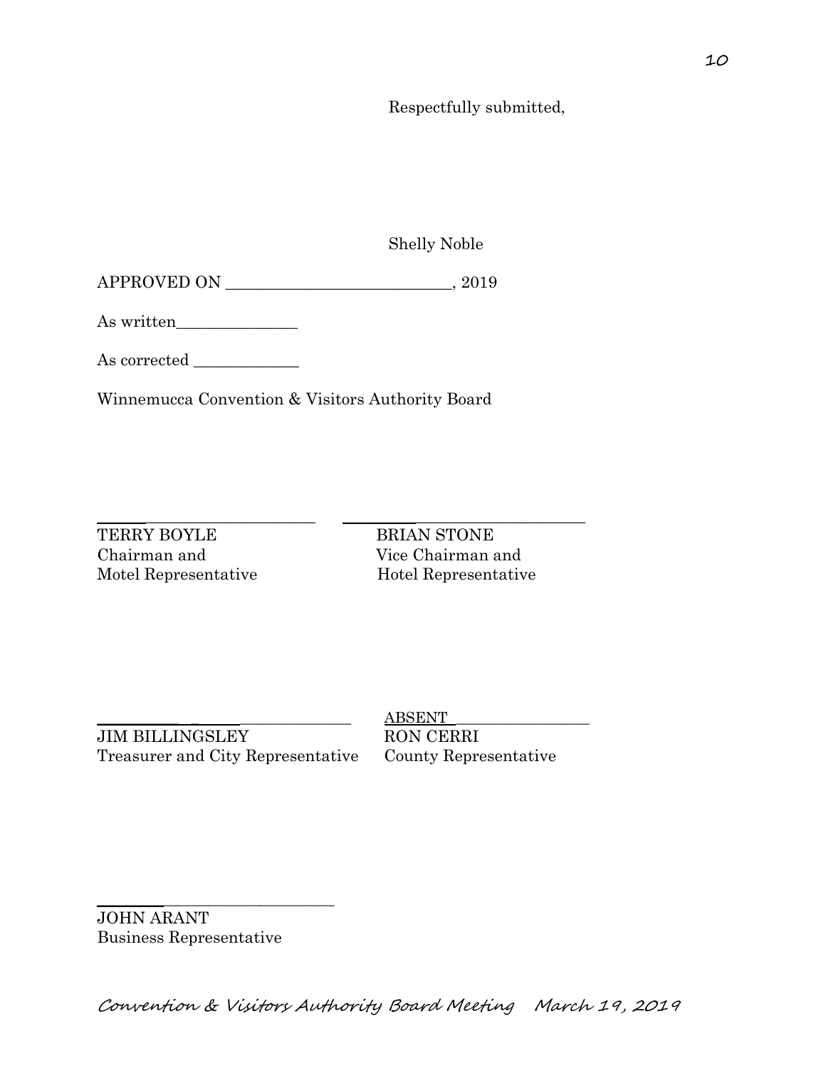Respectfully submitted,

Shelly Noble

APPROVED ON ____________________________, 2019

As written_______________

As corrected _____________

Winnemucca Convention & Visitors Authority Board

______________________________ ______________________________
TERRY BOYLE
Chairman and
Motel Representative

BRIAN STONE
Vice Chairman and
Hotel Representative

______________________________
JIM BILLINGSLEY
Treasurer and City Representative

ABSENT__________________
RON CERRI
County Representative

______________________________
JOHN ARANT
Business Representative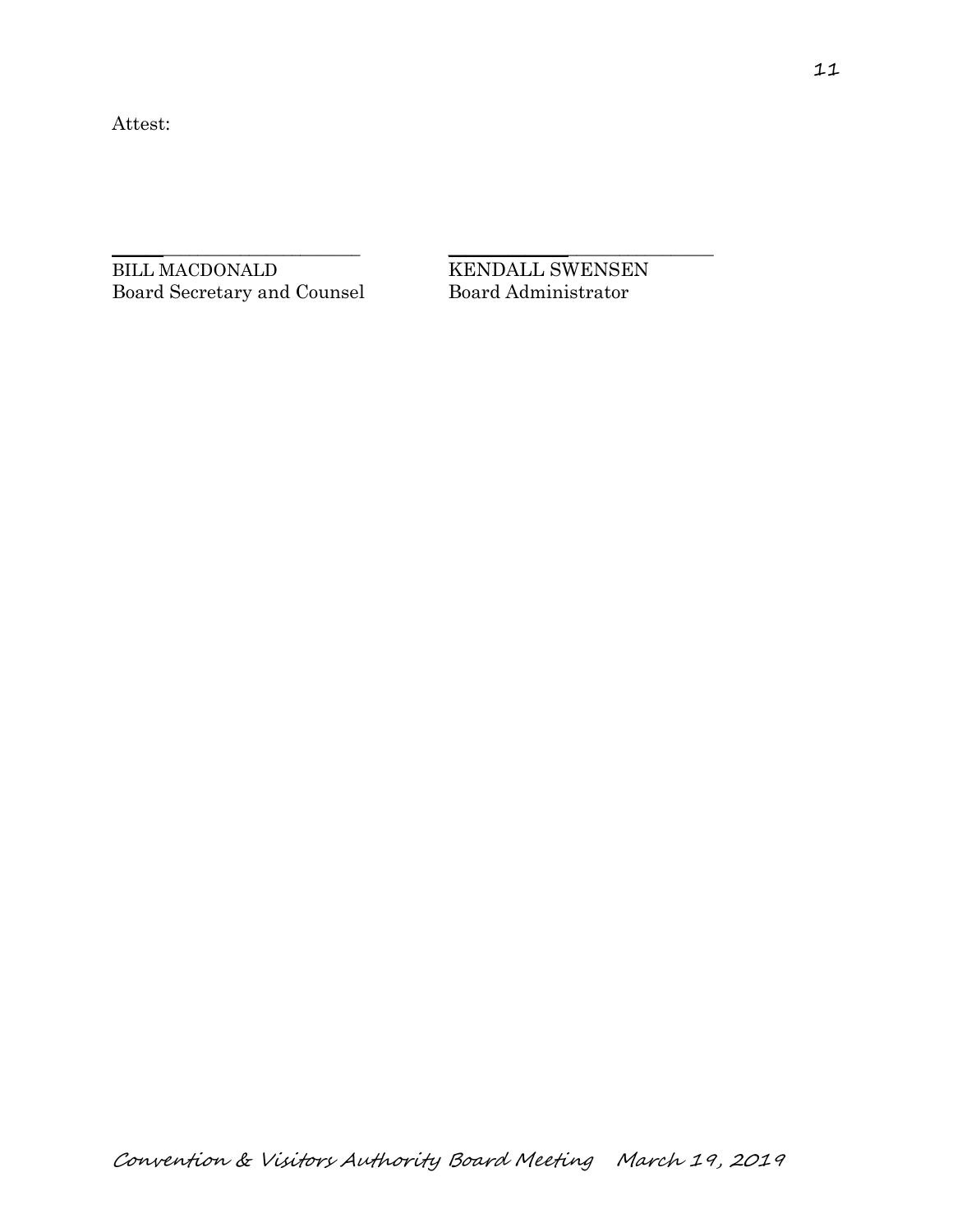Attest:

\_\_\_\_\_\_\_\_\_\_\_\_\_\_\_\_\_\_\_\_\_\_\_\_\_\_\_\_
BILL MACDONALD
Board Secretary and Counsel

\_\_\_\_\_\_\_\_\_\_\_\_\_\_\_\_\_\_\_\_\_\_\_\_\_\_\_\_
KENDALL SWENSEN
Board Administrator